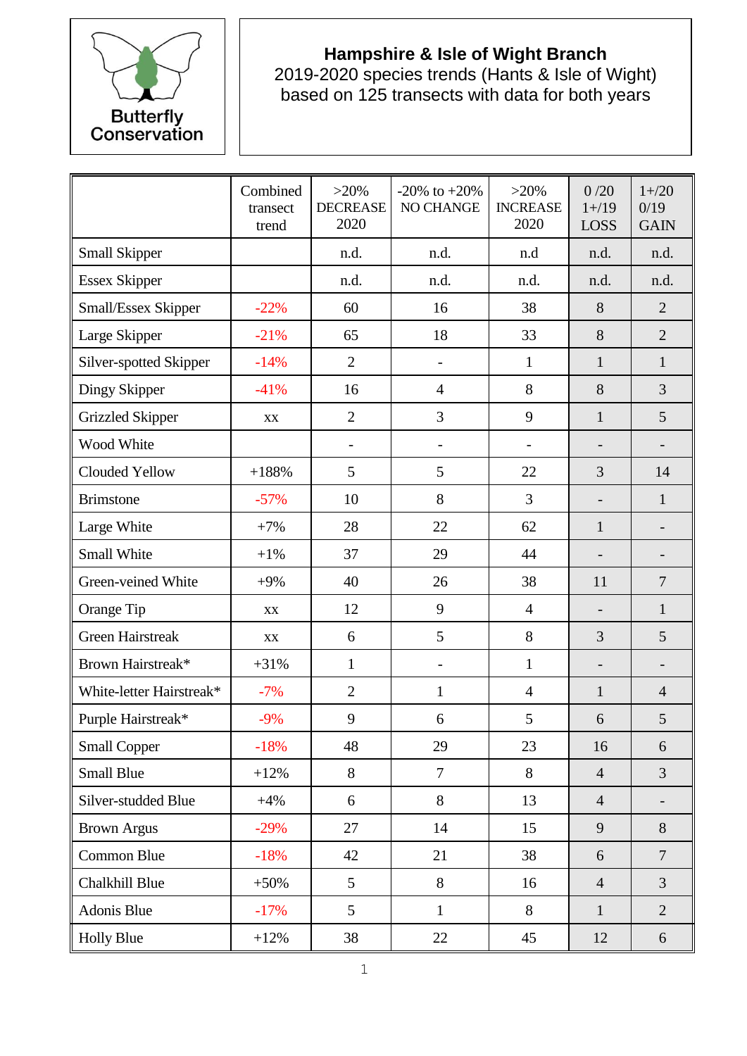Butterfly Conservation

**Hampshire & Isle of Wight Branch**
2019-2020 species trends (Hants & Isle of Wight)
based on 125 transects with data for both years

| | Combined transect trend | >20% DECREASE 2020 | -20% to +20% NO CHANGE | >20% INCREASE 2020 | 0 /20 1+/19 LOSS | 1+/20 0/19 GAIN |
|---|---|---|---|---|---|---|
| Small Skipper | | n.d. | n.d. | n.d | n.d. | n.d. |
| Essex Skipper | | n.d. | n.d. | n.d. | n.d. | n.d. |
| Small/Essex Skipper | -22% | 60 | 16 | 38 | 8 | 2 |
| Large Skipper | -21% | 65 | 18 | 33 | 8 | 2 |
| Silver-spotted Skipper | -14% | 2 | - | 1 | 1 | 1 |
| Dingy Skipper | -41% | 16 | 4 | 8 | 8 | 3 |
| Grizzled Skipper | xx | 2 | 3 | 9 | 1 | 5 |
| Wood White | | - | - | - | - | - |
| Clouded Yellow | +188% | 5 | 5 | 22 | 3 | 14 |
| Brimstone | -57% | 10 | 8 | 3 | - | 1 |
| Large White | +7% | 28 | 22 | 62 | 1 | - |
| Small White | +1% | 37 | 29 | 44 | - | - |
| Green-veined White | +9% | 40 | 26 | 38 | 11 | 7 |
| Orange Tip | xx | 12 | 9 | 4 | - | 1 |
| Green Hairstreak | xx | 6 | 5 | 8 | 3 | 5 |
| Brown Hairstreak* | +31% | 1 | - | 1 | - | - |
| White-letter Hairstreak* | -7% | 2 | 1 | 4 | 1 | 4 |
| Purple Hairstreak* | -9% | 9 | 6 | 5 | 6 | 5 |
| Small Copper | -18% | 48 | 29 | 23 | 16 | 6 |
| Small Blue | +12% | 8 | 7 | 8 | 4 | 3 |
| Silver-studded Blue | +4% | 6 | 8 | 13 | 4 | - |
| Brown Argus | -29% | 27 | 14 | 15 | 9 | 8 |
| Common Blue | -18% | 42 | 21 | 38 | 6 | 7 |
| Chalkhill Blue | +50% | 5 | 8 | 16 | 4 | 3 |
| Adonis Blue | -17% | 5 | 1 | 8 | 1 | 2 |
| Holly Blue | +12% | 38 | 22 | 45 | 12 | 6 |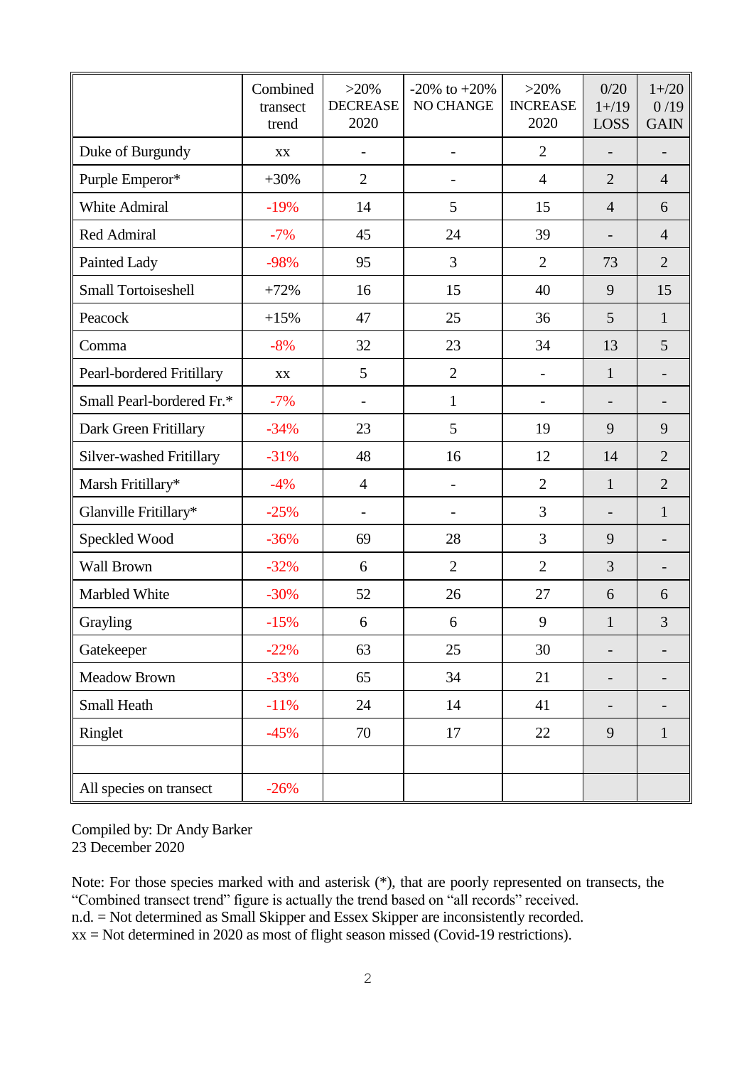| | Combined transect trend | >20% DECREASE 2020 | -20% to +20% NO CHANGE | >20% INCREASE 2020 | 0/20 1+/19 LOSS | 1+/20 0 /19 GAIN |
|---|---|---|---|---|---|---|
| Duke of Burgundy | xx | - | - | 2 | - | - |
| Purple Emperor* | +30% | 2 | - | 4 | 2 | 4 |
| White Admiral | -19% | 14 | 5 | 15 | 4 | 6 |
| Red Admiral | -7% | 45 | 24 | 39 | - | 4 |
| Painted Lady | -98% | 95 | 3 | 2 | 73 | 2 |
| Small Tortoiseshell | +72% | 16 | 15 | 40 | 9 | 15 |
| Peacock | +15% | 47 | 25 | 36 | 5 | 1 |
| Comma | -8% | 32 | 23 | 34 | 13 | 5 |
| Pearl-bordered Fritillary | xx | 5 | 2 | - | 1 | - |
| Small Pearl-bordered Fr.* | -7% | - | 1 | - | - | - |
| Dark Green Fritillary | -34% | 23 | 5 | 19 | 9 | 9 |
| Silver-washed Fritillary | -31% | 48 | 16 | 12 | 14 | 2 |
| Marsh Fritillary* | -4% | 4 | - | 2 | 1 | 2 |
| Glanville Fritillary* | -25% | - | - | 3 | - | 1 |
| Speckled Wood | -36% | 69 | 28 | 3 | 9 | - |
| Wall Brown | -32% | 6 | 2 | 2 | 3 | - |
| Marbled White | -30% | 52 | 26 | 27 | 6 | 6 |
| Grayling | -15% | 6 | 6 | 9 | 1 | 3 |
| Gatekeeper | -22% | 63 | 25 | 30 | - | - |
| Meadow Brown | -33% | 65 | 34 | 21 | - | - |
| Small Heath | -11% | 24 | 14 | 41 | - | - |
| Ringlet | -45% | 70 | 17 | 22 | 9 | 1 |
| | | | | | | |
| All species on transect | -26% | | | | | |

Compiled by: Dr Andy Barker
23 December 2020

Note: For those species marked with and asterisk (*), that are poorly represented on transects, the "Combined transect trend" figure is actually the trend based on "all records" received.
n.d. = Not determined as Small Skipper and Essex Skipper are inconsistently recorded.
xx = Not determined in 2020 as most of flight season missed (Covid-19 restrictions).